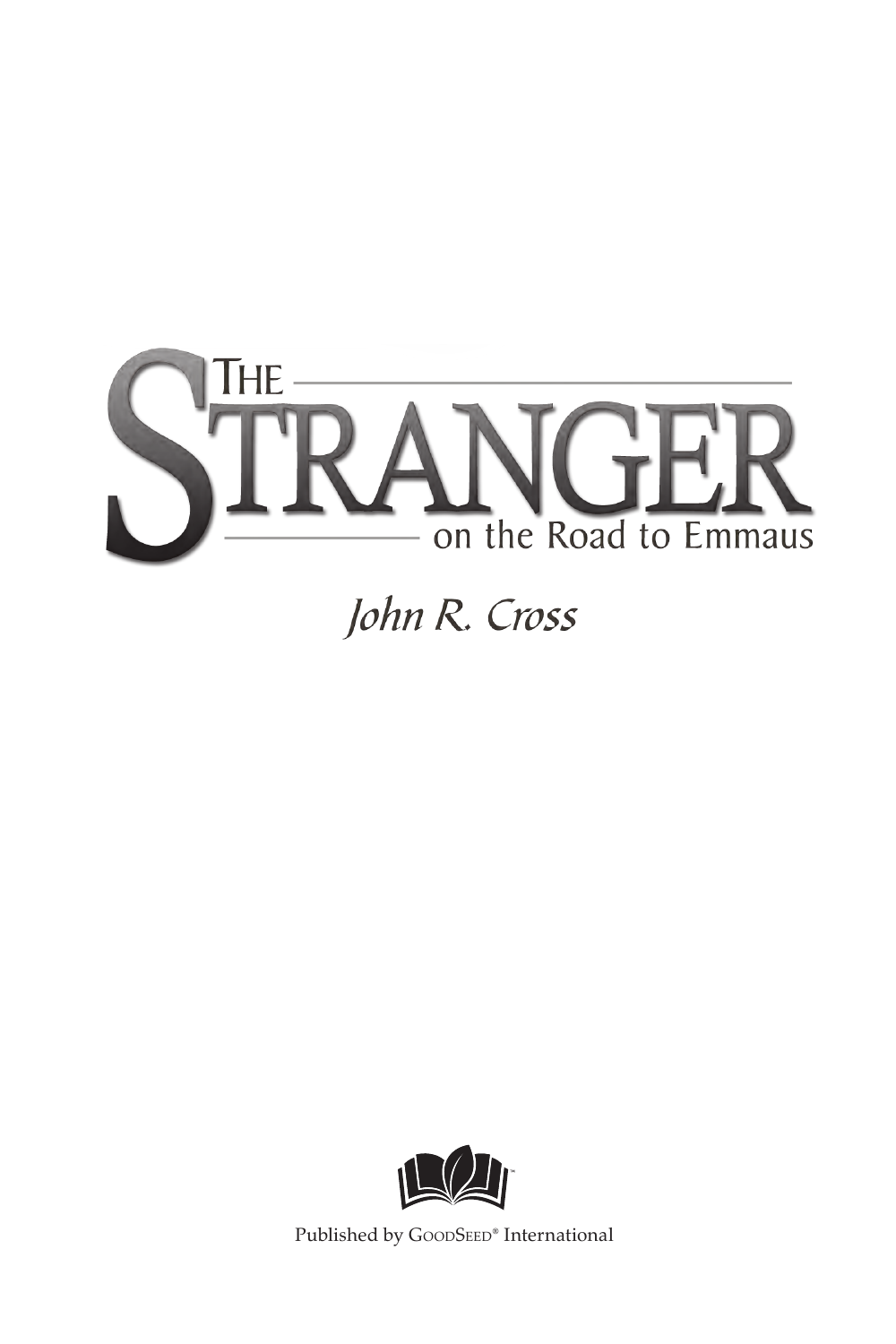# The Stranger on the Road to Emmaus

*John R. Cross*

Published by GoodSeed® International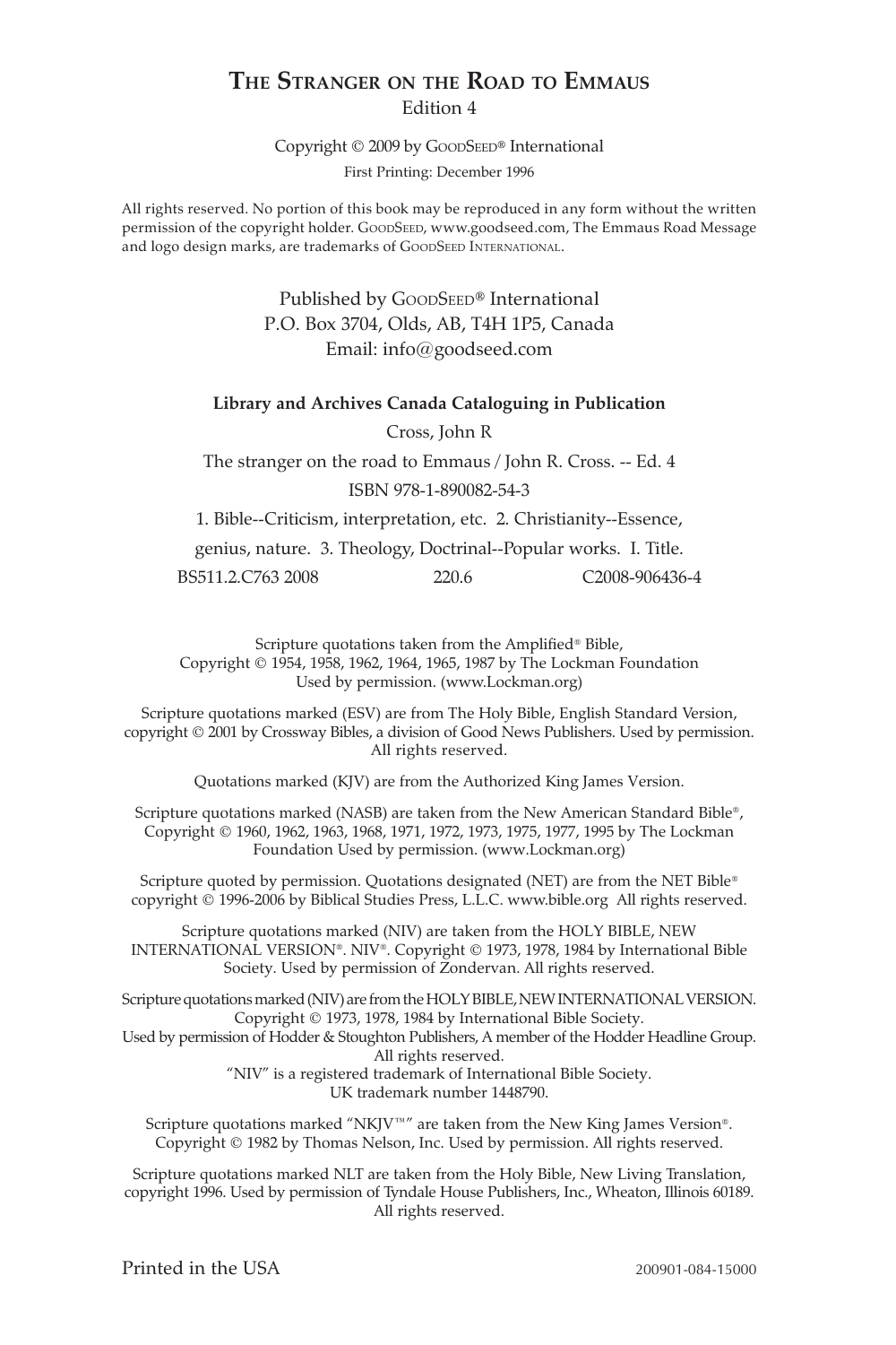# The Stranger on the Road to Emmaus

Edition 4

Copyright © 2009 by GoodSeed® International

First Printing: December 1996

All rights reserved. No portion of this book may be reproduced in any form without the written permission of the copyright holder. GoodSeed, www.goodseed.com, The Emmaus Road Message and logo design marks, are trademarks of GoodSeed International.

Published by GoodSeed® International
P.O. Box 3704, Olds, AB, T4H 1P5, Canada
Email: info@goodseed.com

**Library and Archives Canada Cataloguing in Publication**

Cross, John R

The stranger on the road to Emmaus / John R. Cross. -- Ed. 4

ISBN 978-1-890082-54-3

1. Bible--Criticism, interpretation, etc. 2. Christianity--Essence, genius, nature. 3. Theology, Doctrinal--Popular works. I. Title.

BS511.2.C763 2008 220.6 C2008-906436-4

Scripture quotations taken from the Amplified® Bible, Copyright © 1954, 1958, 1962, 1964, 1965, 1987 by The Lockman Foundation Used by permission. (www.Lockman.org)

Scripture quotations marked (ESV) are from The Holy Bible, English Standard Version, copyright © 2001 by Crossway Bibles, a division of Good News Publishers. Used by permission. All rights reserved.

Quotations marked (KJV) are from the Authorized King James Version.

Scripture quotations marked (NASB) are taken from the New American Standard Bible®, Copyright © 1960, 1962, 1963, 1968, 1971, 1972, 1973, 1975, 1977, 1995 by The Lockman Foundation Used by permission. (www.Lockman.org)

Scripture quoted by permission. Quotations designated (NET) are from the NET Bible® copyright © 1996-2006 by Biblical Studies Press, L.L.C. www.bible.org All rights reserved.

Scripture quotations marked (NIV) are taken from the HOLY BIBLE, NEW INTERNATIONAL VERSION®. NIV®. Copyright © 1973, 1978, 1984 by International Bible Society. Used by permission of Zondervan. All rights reserved.

Scripture quotations marked (NIV) are from the HOLY BIBLE, NEW INTERNATIONAL VERSION. Copyright © 1973, 1978, 1984 by International Bible Society. Used by permission of Hodder & Stoughton Publishers, A member of the Hodder Headline Group. All rights reserved. "NIV" is a registered trademark of International Bible Society. UK trademark number 1448790.

Scripture quotations marked "NKJV™" are taken from the New King James Version®. Copyright © 1982 by Thomas Nelson, Inc. Used by permission. All rights reserved.

Scripture quotations marked NLT are taken from the Holy Bible, New Living Translation, copyright 1996. Used by permission of Tyndale House Publishers, Inc., Wheaton, Illinois 60189. All rights reserved.

Printed in the USA 200901-084-15000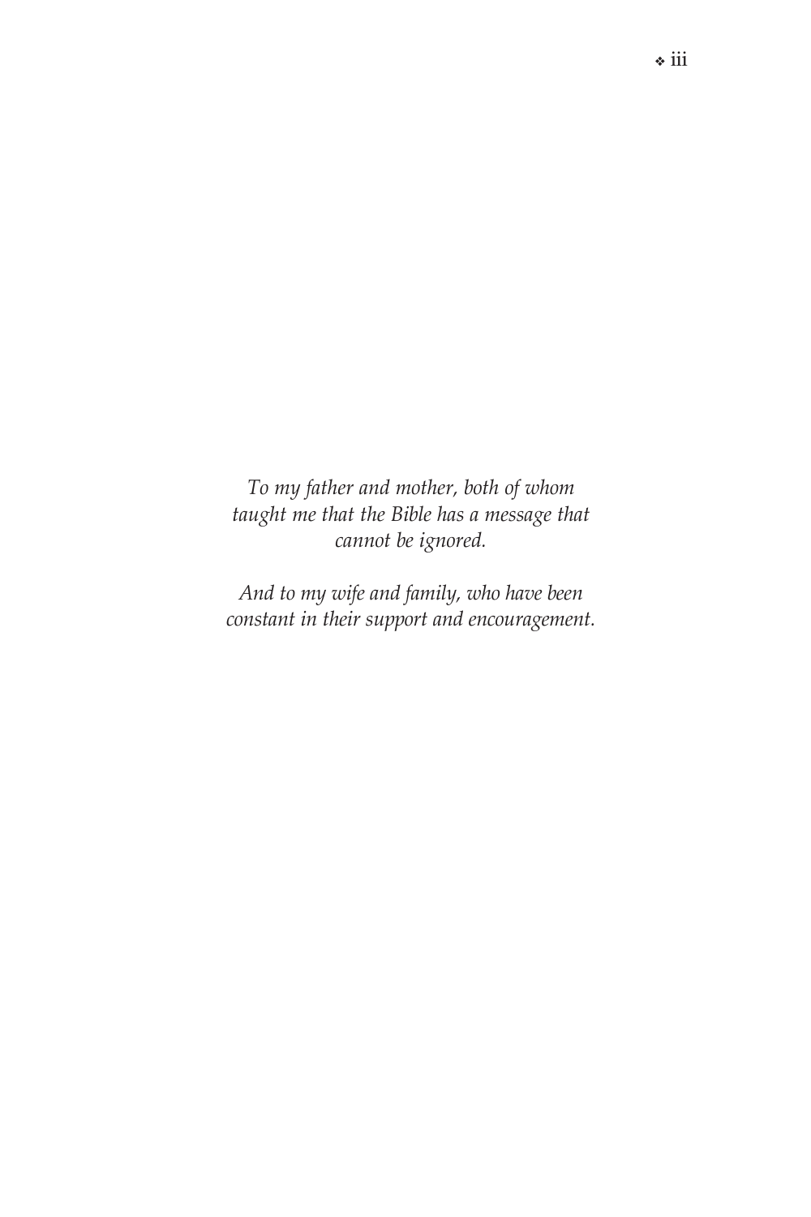*To my father and mother, both of whom taught me that the Bible has a message that cannot be ignored.*

*And to my wife and family, who have been constant in their support and encouragement.*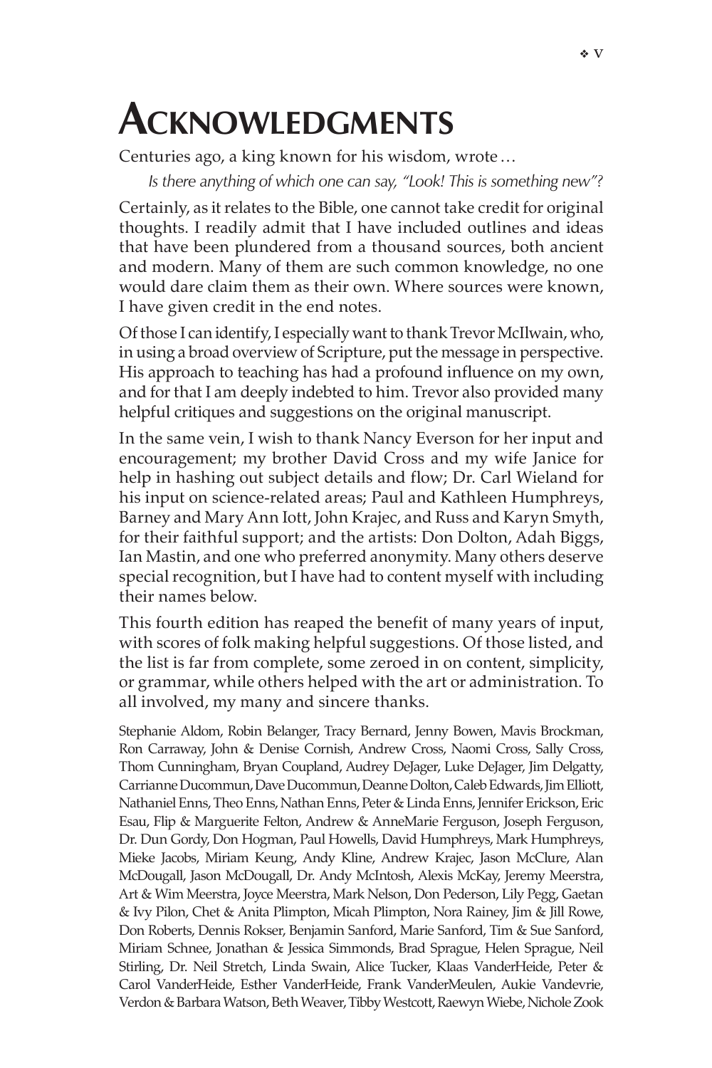# Acknowledgments

Centuries ago, a king known for his wisdom, wrote…

> *Is there anything of which one can say, "Look! This is something new"?*

Certainly, as it relates to the Bible, one cannot take credit for original thoughts. I readily admit that I have included outlines and ideas that have been plundered from a thousand sources, both ancient and modern. Many of them are such common knowledge, no one would dare claim them as their own. Where sources were known, I have given credit in the end notes.

Of those I can identify, I especially want to thank Trevor McIlwain, who, in using a broad overview of Scripture, put the message in perspective. His approach to teaching has had a profound influence on my own, and for that I am deeply indebted to him. Trevor also provided many helpful critiques and suggestions on the original manuscript.

In the same vein, I wish to thank Nancy Everson for her input and encouragement; my brother David Cross and my wife Janice for help in hashing out subject details and flow; Dr. Carl Wieland for his input on science-related areas; Paul and Kathleen Humphreys, Barney and Mary Ann Iott, John Krajec, and Russ and Karyn Smyth, for their faithful support; and the artists: Don Dolton, Adah Biggs, Ian Mastin, and one who preferred anonymity. Many others deserve special recognition, but I have had to content myself with including their names below.

This fourth edition has reaped the benefit of many years of input, with scores of folk making helpful suggestions. Of those listed, and the list is far from complete, some zeroed in on content, simplicity, or grammar, while others helped with the art or administration. To all involved, my many and sincere thanks.

Stephanie Aldom, Robin Belanger, Tracy Bernard, Jenny Bowen, Mavis Brockman, Ron Carraway, John & Denise Cornish, Andrew Cross, Naomi Cross, Sally Cross, Thom Cunningham, Bryan Coupland, Audrey DeJager, Luke DeJager, Jim Delgatty, Carrianne Ducommun, Dave Ducommun, Deanne Dolton, Caleb Edwards, Jim Elliott, Nathaniel Enns, Theo Enns, Nathan Enns, Peter & Linda Enns, Jennifer Erickson, Eric Esau, Flip & Marguerite Felton, Andrew & AnneMarie Ferguson, Joseph Ferguson, Dr. Dun Gordy, Don Hogman, Paul Howells, David Humphreys, Mark Humphreys, Mieke Jacobs, Miriam Keung, Andy Kline, Andrew Krajec, Jason McClure, Alan McDougall, Jason McDougall, Dr. Andy McIntosh, Alexis McKay, Jeremy Meerstra, Art & Wim Meerstra, Joyce Meerstra, Mark Nelson, Don Pederson, Lily Pegg, Gaetan & Ivy Pilon, Chet & Anita Plimpton, Micah Plimpton, Nora Rainey, Jim & Jill Rowe, Don Roberts, Dennis Rokser, Benjamin Sanford, Marie Sanford, Tim & Sue Sanford, Miriam Schnee, Jonathan & Jessica Simmonds, Brad Sprague, Helen Sprague, Neil Stirling, Dr. Neil Stretch, Linda Swain, Alice Tucker, Klaas VanderHeide, Peter & Carol VanderHeide, Esther VanderHeide, Frank VanderMeulen, Aukie Vandevrie, Verdon & Barbara Watson, Beth Weaver, Tibby Westcott, Raewyn Wiebe, Nichole Zook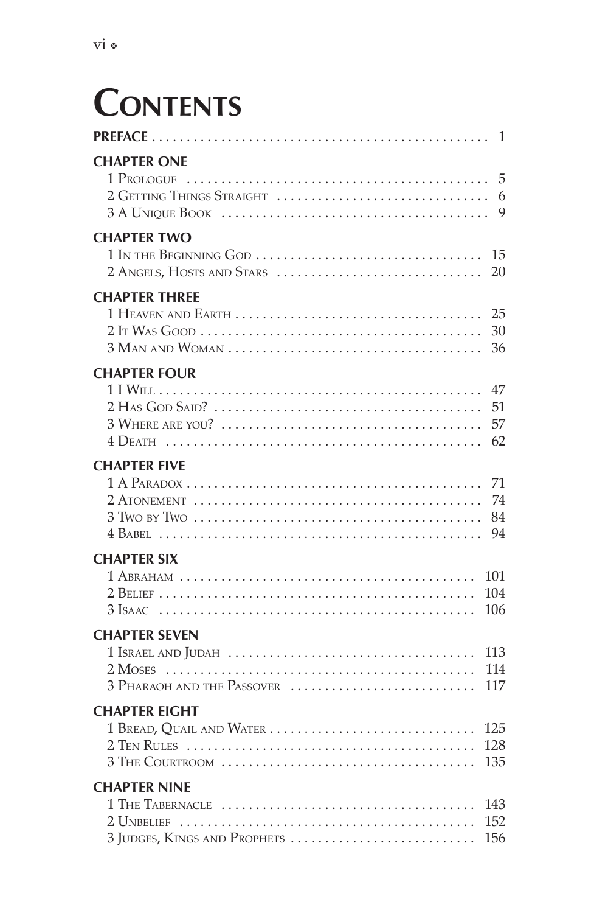# Contents

**PREFACE** . . . . . . . . . . . . . . . . . . . . . . . . . . . . . . . . . . . . . . . . . . . . . . . . 1

**CHAPTER ONE**

1 Prologue . . . . . . . . . . . . . . . . . . . . . . . . . . . . . . . . . . . . . . . . . . . 5
2 Getting Things Straight . . . . . . . . . . . . . . . . . . . . . . . . . . . . . . . 6
3 A Unique Book . . . . . . . . . . . . . . . . . . . . . . . . . . . . . . . . . . . . . . 9

**CHAPTER TWO**

1 In the Beginning God . . . . . . . . . . . . . . . . . . . . . . . . . . . . . . . . . 15
2 Angels, Hosts and Stars . . . . . . . . . . . . . . . . . . . . . . . . . . . . . . 20

**CHAPTER THREE**

1 Heaven and Earth . . . . . . . . . . . . . . . . . . . . . . . . . . . . . . . . . . . 25
2 It Was Good . . . . . . . . . . . . . . . . . . . . . . . . . . . . . . . . . . . . . . . . 30
3 Man and Woman . . . . . . . . . . . . . . . . . . . . . . . . . . . . . . . . . . . . 36

**CHAPTER FOUR**

1 I Will . . . . . . . . . . . . . . . . . . . . . . . . . . . . . . . . . . . . . . . . . . . . . . 47
2 Has God Said? . . . . . . . . . . . . . . . . . . . . . . . . . . . . . . . . . . . . . . 51
3 Where are you? . . . . . . . . . . . . . . . . . . . . . . . . . . . . . . . . . . . . . 57
4 Death . . . . . . . . . . . . . . . . . . . . . . . . . . . . . . . . . . . . . . . . . . . . . . 62

**CHAPTER FIVE**

1 A Paradox . . . . . . . . . . . . . . . . . . . . . . . . . . . . . . . . . . . . . . . . . . 71
2 Atonement . . . . . . . . . . . . . . . . . . . . . . . . . . . . . . . . . . . . . . . . . 74
3 Two by Two . . . . . . . . . . . . . . . . . . . . . . . . . . . . . . . . . . . . . . . . . 84
4 Babel . . . . . . . . . . . . . . . . . . . . . . . . . . . . . . . . . . . . . . . . . . . . . . . 94

**CHAPTER SIX**

1 Abraham . . . . . . . . . . . . . . . . . . . . . . . . . . . . . . . . . . . . . . . . . . . 101
2 Belief . . . . . . . . . . . . . . . . . . . . . . . . . . . . . . . . . . . . . . . . . . . . . . 104
3 Isaac . . . . . . . . . . . . . . . . . . . . . . . . . . . . . . . . . . . . . . . . . . . . . . 106

**CHAPTER SEVEN**

1 Israel and Judah . . . . . . . . . . . . . . . . . . . . . . . . . . . . . . . . . . . . 113
2 Moses . . . . . . . . . . . . . . . . . . . . . . . . . . . . . . . . . . . . . . . . . . . . . . 114
3 Pharaoh and the Passover . . . . . . . . . . . . . . . . . . . . . . . . . . . 117

**CHAPTER EIGHT**

1 Bread, Quail and Water . . . . . . . . . . . . . . . . . . . . . . . . . . . . . . 125
2 Ten Rules . . . . . . . . . . . . . . . . . . . . . . . . . . . . . . . . . . . . . . . . . . 128
3 The Courtroom . . . . . . . . . . . . . . . . . . . . . . . . . . . . . . . . . . . . . 135

**CHAPTER NINE**

1 The Tabernacle . . . . . . . . . . . . . . . . . . . . . . . . . . . . . . . . . . . . . 143
2 Unbelief . . . . . . . . . . . . . . . . . . . . . . . . . . . . . . . . . . . . . . . . . . . 152
3 Judges, Kings and Prophets . . . . . . . . . . . . . . . . . . . . . . . . . . 156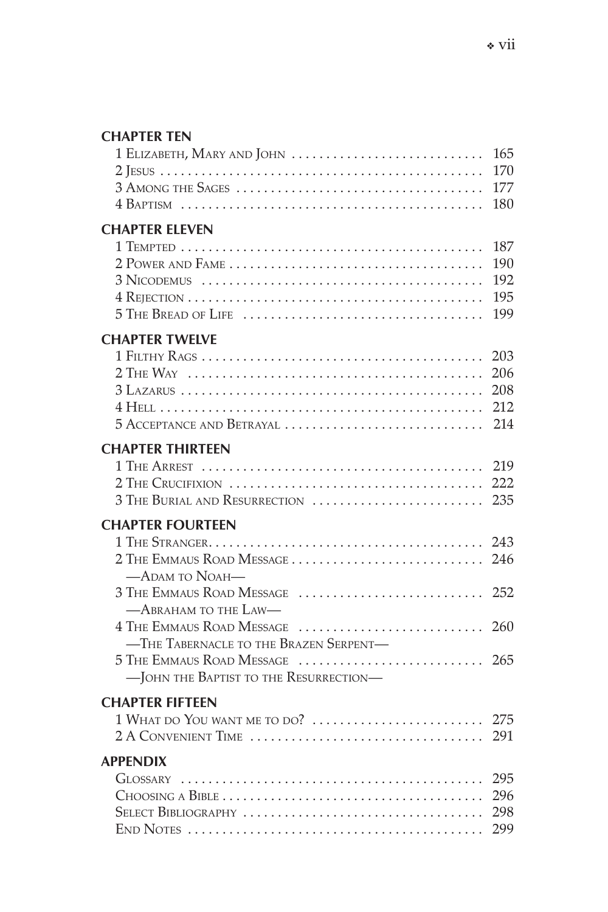**CHAPTER TEN**

1 Elizabeth, Mary and John ............................ 165
2 Jesus ............................................... 170
3 Among the Sages .................................... 177
4 Baptism ............................................ 180

**CHAPTER ELEVEN**

1 Tempted ............................................ 187
2 Power and Fame ..................................... 190
3 Nicodemus .......................................... 192
4 Rejection ........................................... 195
5 The Bread of Life ................................... 199

**CHAPTER TWELVE**

1 Filthy Rags ......................................... 203
2 The Way ............................................ 206
3 Lazarus ............................................. 208
4 Hell ................................................ 212
5 Acceptance and Betrayal ............................. 214

**CHAPTER THIRTEEN**

1 The Arrest .......................................... 219
2 The Crucifixion ..................................... 222
3 The Burial and Resurrection ......................... 235

**CHAPTER FOURTEEN**

1 The Stranger......................................... 243
2 The Emmaus Road Message ............................ 246
—Adam to Noah—
3 The Emmaus Road Message ............................ 252
—Abraham to the Law—
4 The Emmaus Road Message ............................ 260
—The Tabernacle to the Brazen Serpent—
5 The Emmaus Road Message ............................ 265
—John the Baptist to the Resurrection—

**CHAPTER FIFTEEN**

1 What do You want me to do? ......................... 275
2 A Convenient Time .................................. 291

**APPENDIX**

Glossary ............................................. 295
Choosing a Bible ...................................... 296
Select Bibliography ................................... 298
End Notes ............................................ 299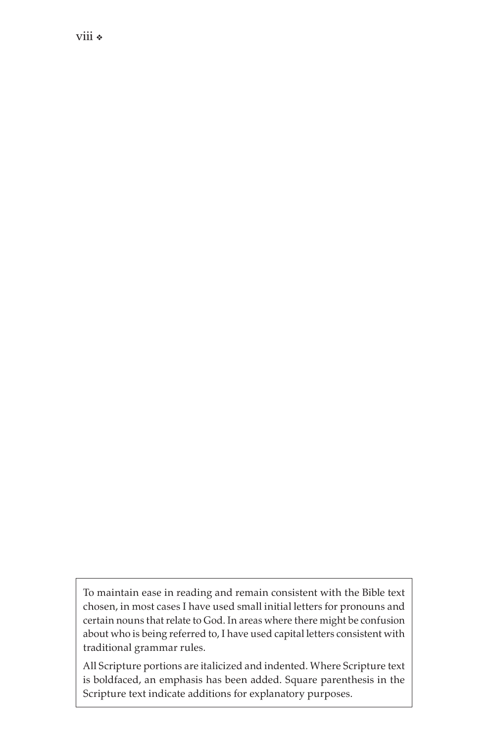To maintain ease in reading and remain consistent with the Bible text chosen, in most cases I have used small initial letters for pronouns and certain nouns that relate to God. In areas where there might be confusion about who is being referred to, I have used capital letters consistent with traditional grammar rules.

All Scripture portions are italicized and indented. Where Scripture text is boldfaced, an emphasis has been added. Square parenthesis in the Scripture text indicate additions for explanatory purposes.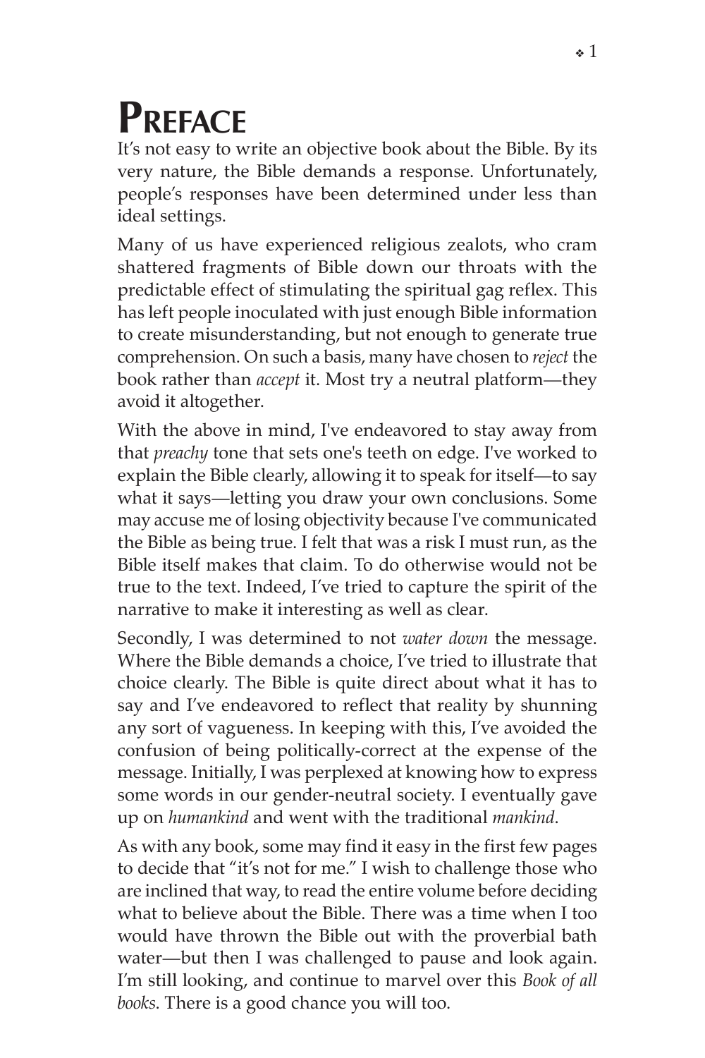# PREFACE

It's not easy to write an objective book about the Bible. By its very nature, the Bible demands a response. Unfortunately, people's responses have been determined under less than ideal settings.

Many of us have experienced religious zealots, who cram shattered fragments of Bible down our throats with the predictable effect of stimulating the spiritual gag reflex. This has left people inoculated with just enough Bible information to create misunderstanding, but not enough to generate true comprehension. On such a basis, many have chosen to *reject* the book rather than *accept* it. Most try a neutral platform—they avoid it altogether.

With the above in mind, I've endeavored to stay away from that *preachy* tone that sets one's teeth on edge. I've worked to explain the Bible clearly, allowing it to speak for itself—to say what it says—letting you draw your own conclusions. Some may accuse me of losing objectivity because I've communicated the Bible as being true. I felt that was a risk I must run, as the Bible itself makes that claim. To do otherwise would not be true to the text. Indeed, I've tried to capture the spirit of the narrative to make it interesting as well as clear.

Secondly, I was determined to not *water down* the message. Where the Bible demands a choice, I've tried to illustrate that choice clearly. The Bible is quite direct about what it has to say and I've endeavored to reflect that reality by shunning any sort of vagueness. In keeping with this, I've avoided the confusion of being politically-correct at the expense of the message. Initially, I was perplexed at knowing how to express some words in our gender-neutral society. I eventually gave up on *humankind* and went with the traditional *mankind*.

As with any book, some may find it easy in the first few pages to decide that "it's not for me." I wish to challenge those who are inclined that way, to read the entire volume before deciding what to believe about the Bible. There was a time when I too would have thrown the Bible out with the proverbial bath water—but then I was challenged to pause and look again. I'm still looking, and continue to marvel over this *Book of all books*. There is a good chance you will too.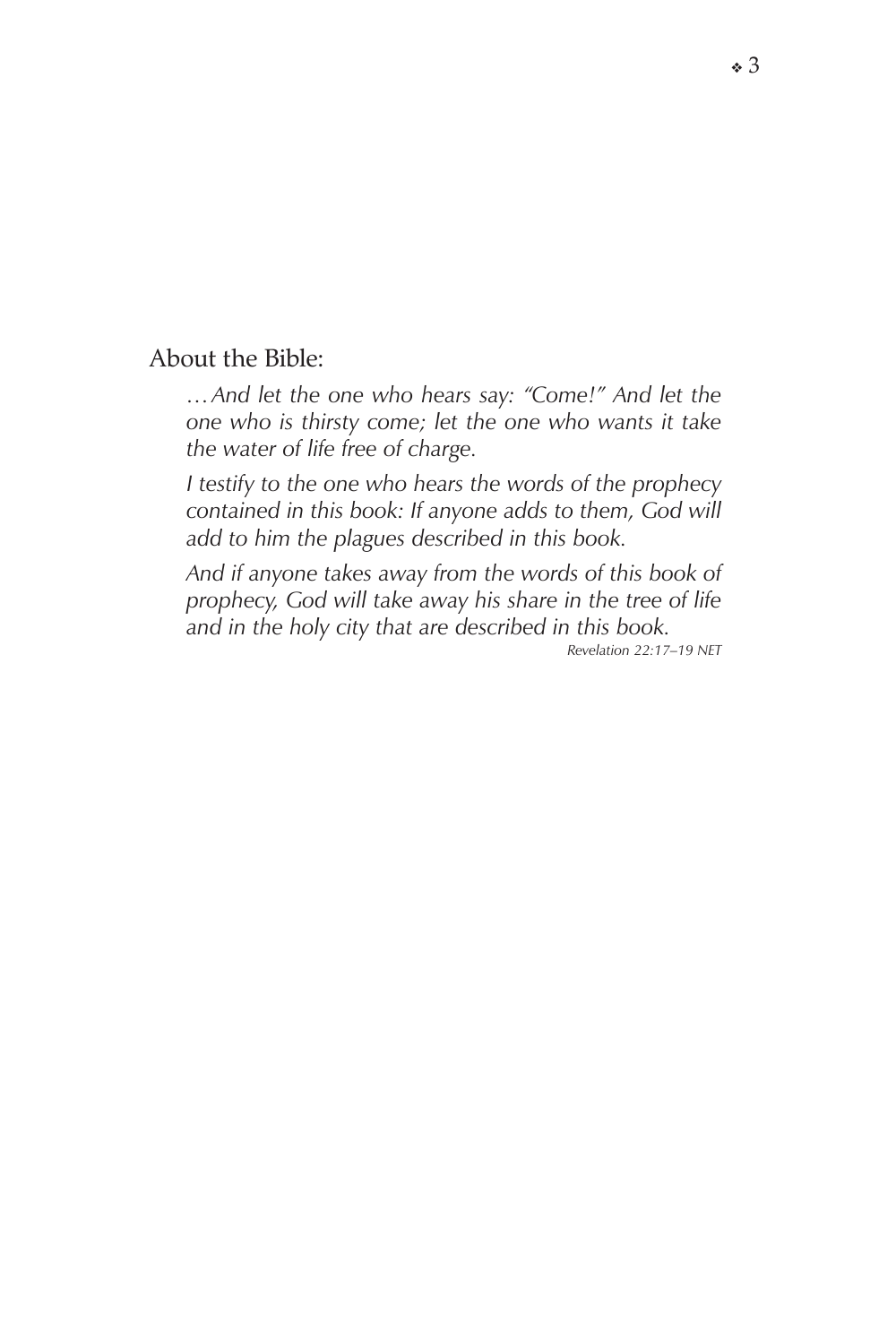About the Bible:

*…And let the one who hears say: "Come!" And let the one who is thirsty come; let the one who wants it take the water of life free of charge.*

*I testify to the one who hears the words of the prophecy contained in this book: If anyone adds to them, God will add to him the plagues described in this book.*

*And if anyone takes away from the words of this book of prophecy, God will take away his share in the tree of life and in the holy city that are described in this book.*

*Revelation 22:17–19 NET*